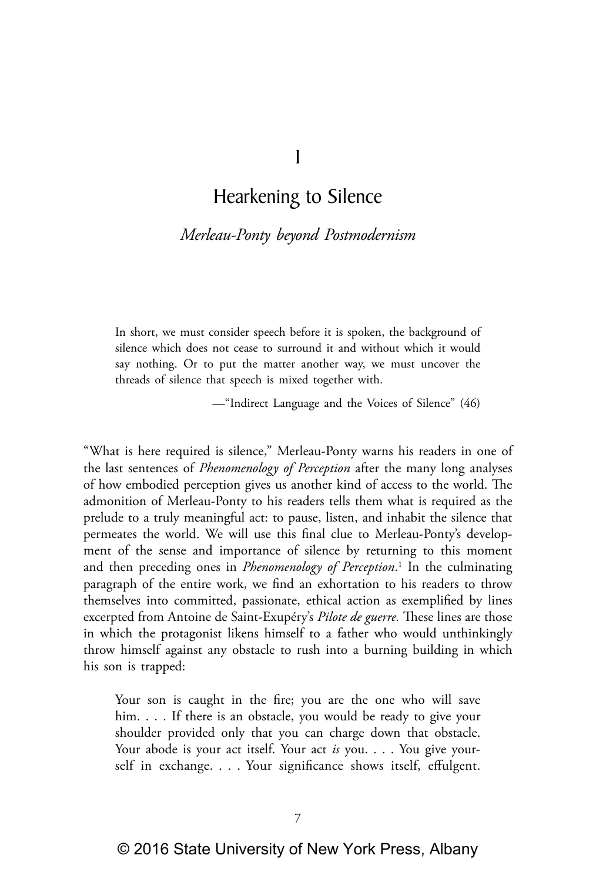# I

# Hearkening to Silence

## *Merleau-Ponty beyond Postmodernism*

> In short, we must consider speech before it is spoken, the background of silence which does not cease to surround it and without which it would say nothing. Or to put the matter another way, we must uncover the threads of silence that speech is mixed together with.
>
> —"Indirect Language and the Voices of Silence" (46)

"What is here required is silence," Merleau-Ponty warns his readers in one of the last sentences of *Phenomenology of Perception* after the many long analyses of how embodied perception gives us another kind of access to the world. The admonition of Merleau-Ponty to his readers tells them what is required as the prelude to a truly meaningful act: to pause, listen, and inhabit the silence that permeates the world. We will use this final clue to Merleau-Ponty's development of the sense and importance of silence by returning to this moment and then preceding ones in *Phenomenology of Perception*.[1] In the culminating paragraph of the entire work, we find an exhortation to his readers to throw themselves into committed, passionate, ethical action as exemplified by lines excerpted from Antoine de Saint-Exupéry's *Pilote de guerre*. These lines are those in which the protagonist likens himself to a father who would unthinkingly throw himself against any obstacle to rush into a burning building in which his son is trapped:

> Your son is caught in the fire; you are the one who will save him. . . . If there is an obstacle, you would be ready to give your shoulder provided only that you can charge down that obstacle. Your abode is your act itself. Your act *is* you. . . . You give yourself in exchange. . . . Your significance shows itself, effulgent.

© 2016 State University of New York Press, Albany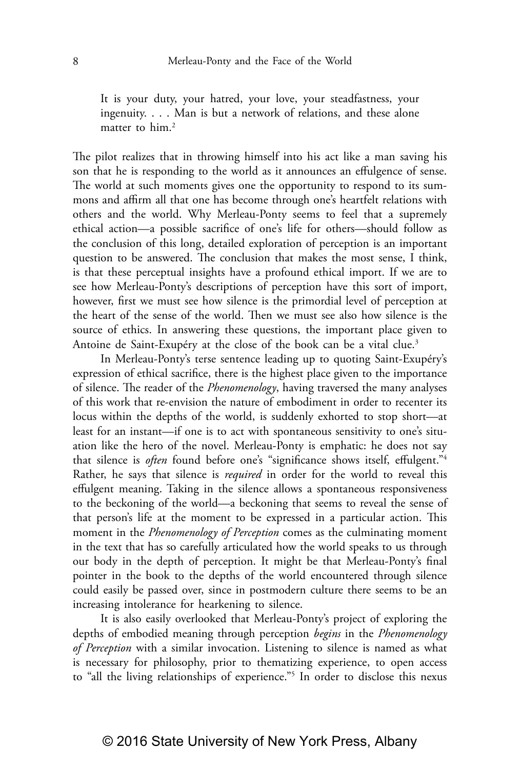> It is your duty, your hatred, your love, your steadfastness, your ingenuity. . . . Man is but a network of relations, and these alone matter to him.[2]

The pilot realizes that in throwing himself into his act like a man saving his son that he is responding to the world as it announces an effulgence of sense. The world at such moments gives one the opportunity to respond to its summons and affirm all that one has become through one's heartfelt relations with others and the world. Why Merleau-Ponty seems to feel that a supremely ethical action—a possible sacrifice of one's life for others—should follow as the conclusion of this long, detailed exploration of perception is an important question to be answered. The conclusion that makes the most sense, I think, is that these perceptual insights have a profound ethical import. If we are to see how Merleau-Ponty's descriptions of perception have this sort of import, however, first we must see how silence is the primordial level of perception at the heart of the sense of the world. Then we must see also how silence is the source of ethics. In answering these questions, the important place given to Antoine de Saint-Exupéry at the close of the book can be a vital clue.[3]

In Merleau-Ponty's terse sentence leading up to quoting Saint-Exupéry's expression of ethical sacrifice, there is the highest place given to the importance of silence. The reader of the *Phenomenology*, having traversed the many analyses of this work that re-envision the nature of embodiment in order to recenter its locus within the depths of the world, is suddenly exhorted to stop short—at least for an instant—if one is to act with spontaneous sensitivity to one's situation like the hero of the novel. Merleau-Ponty is emphatic: he does not say that silence is *often* found before one's "significance shows itself, effulgent."[4] Rather, he says that silence is *required* in order for the world to reveal this effulgent meaning. Taking in the silence allows a spontaneous responsiveness to the beckoning of the world—a beckoning that seems to reveal the sense of that person's life at the moment to be expressed in a particular action. This moment in the *Phenomenology of Perception* comes as the culminating moment in the text that has so carefully articulated how the world speaks to us through our body in the depth of perception. It might be that Merleau-Ponty's final pointer in the book to the depths of the world encountered through silence could easily be passed over, since in postmodern culture there seems to be an increasing intolerance for hearkening to silence.

It is also easily overlooked that Merleau-Ponty's project of exploring the depths of embodied meaning through perception *begins* in the *Phenomenology of Perception* with a similar invocation. Listening to silence is named as what is necessary for philosophy, prior to thematizing experience, to open access to "all the living relationships of experience."[5] In order to disclose this nexus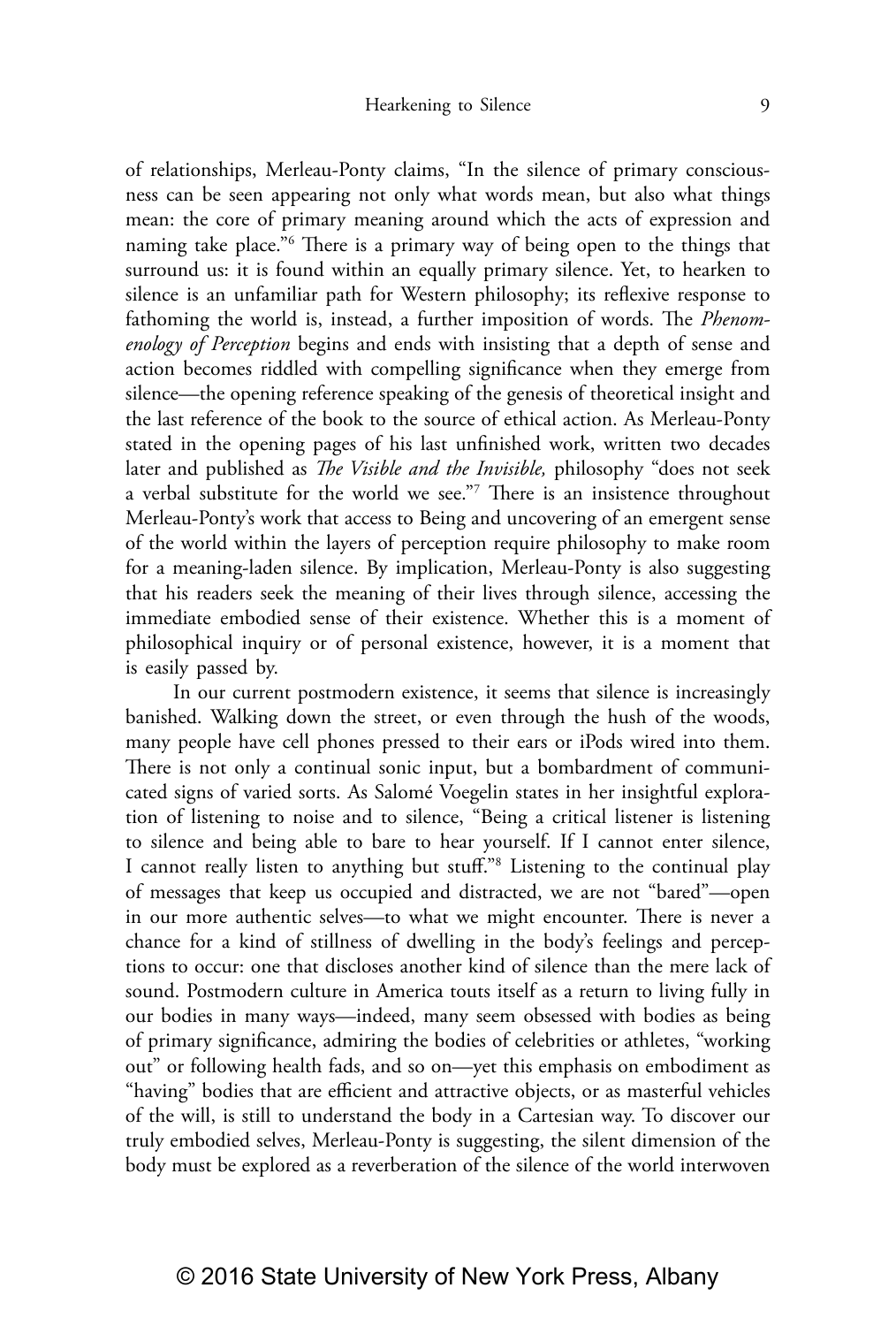of relationships, Merleau-Ponty claims, "In the silence of primary consciousness can be seen appearing not only what words mean, but also what things mean: the core of primary meaning around which the acts of expression and naming take place."[6] There is a primary way of being open to the things that surround us: it is found within an equally primary silence. Yet, to hearken to silence is an unfamiliar path for Western philosophy; its reflexive response to fathoming the world is, instead, a further imposition of words. The *Phenomenology of Perception* begins and ends with insisting that a depth of sense and action becomes riddled with compelling significance when they emerge from silence—the opening reference speaking of the genesis of theoretical insight and the last reference of the book to the source of ethical action. As Merleau-Ponty stated in the opening pages of his last unfinished work, written two decades later and published as *The Visible and the Invisible,* philosophy "does not seek a verbal substitute for the world we see."[7] There is an insistence throughout Merleau-Ponty's work that access to Being and uncovering of an emergent sense of the world within the layers of perception require philosophy to make room for a meaning-laden silence. By implication, Merleau-Ponty is also suggesting that his readers seek the meaning of their lives through silence, accessing the immediate embodied sense of their existence. Whether this is a moment of philosophical inquiry or of personal existence, however, it is a moment that is easily passed by.

In our current postmodern existence, it seems that silence is increasingly banished. Walking down the street, or even through the hush of the woods, many people have cell phones pressed to their ears or iPods wired into them. There is not only a continual sonic input, but a bombardment of communicated signs of varied sorts. As Salomé Voegelin states in her insightful exploration of listening to noise and to silence, "Being a critical listener is listening to silence and being able to bare to hear yourself. If I cannot enter silence, I cannot really listen to anything but stuff."[8] Listening to the continual play of messages that keep us occupied and distracted, we are not "bared"—open in our more authentic selves—to what we might encounter. There is never a chance for a kind of stillness of dwelling in the body's feelings and perceptions to occur: one that discloses another kind of silence than the mere lack of sound. Postmodern culture in America touts itself as a return to living fully in our bodies in many ways—indeed, many seem obsessed with bodies as being of primary significance, admiring the bodies of celebrities or athletes, "working out" or following health fads, and so on—yet this emphasis on embodiment as "having" bodies that are efficient and attractive objects, or as masterful vehicles of the will, is still to understand the body in a Cartesian way. To discover our truly embodied selves, Merleau-Ponty is suggesting, the silent dimension of the body must be explored as a reverberation of the silence of the world interwoven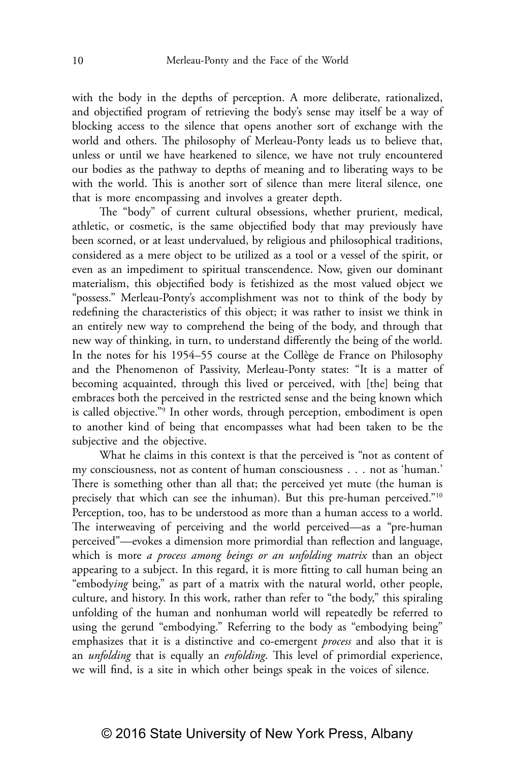with the body in the depths of perception. A more deliberate, rationalized, and objectified program of retrieving the body's sense may itself be a way of blocking access to the silence that opens another sort of exchange with the world and others. The philosophy of Merleau-Ponty leads us to believe that, unless or until we have hearkened to silence, we have not truly encountered our bodies as the pathway to depths of meaning and to liberating ways to be with the world. This is another sort of silence than mere literal silence, one that is more encompassing and involves a greater depth.

The "body" of current cultural obsessions, whether prurient, medical, athletic, or cosmetic, is the same objectified body that may previously have been scorned, or at least undervalued, by religious and philosophical traditions, considered as a mere object to be utilized as a tool or a vessel of the spirit, or even as an impediment to spiritual transcendence. Now, given our dominant materialism, this objectified body is fetishized as the most valued object we "possess." Merleau-Ponty's accomplishment was not to think of the body by redefining the characteristics of this object; it was rather to insist we think in an entirely new way to comprehend the being of the body, and through that new way of thinking, in turn, to understand differently the being of the world. In the notes for his 1954–55 course at the Collège de France on Philosophy and the Phenomenon of Passivity, Merleau-Ponty states: "It is a matter of becoming acquainted, through this lived or perceived, with [the] being that embraces both the perceived in the restricted sense and the being known which is called objective."[9] In other words, through perception, embodiment is open to another kind of being that encompasses what had been taken to be the subjective and the objective.

What he claims in this context is that the perceived is "not as content of my consciousness, not as content of human consciousness . . . not as 'human.' There is something other than all that; the perceived yet mute (the human is precisely that which can see the inhuman). But this pre-human perceived."[10] Perception, too, has to be understood as more than a human access to a world. The interweaving of perceiving and the world perceived—as a "pre-human perceived"—evokes a dimension more primordial than reflection and language, which is more *a process among beings or an unfolding matrix* than an object appearing to a subject. In this regard, it is more fitting to call human being an "embody*ing* being," as part of a matrix with the natural world, other people, culture, and history. In this work, rather than refer to "the body," this spiraling unfolding of the human and nonhuman world will repeatedly be referred to using the gerund "embodying." Referring to the body as "embodying being" emphasizes that it is a distinctive and co-emergent *process* and also that it is an *unfolding* that is equally an *enfolding*. This level of primordial experience, we will find, is a site in which other beings speak in the voices of silence.

© 2016 State University of New York Press, Albany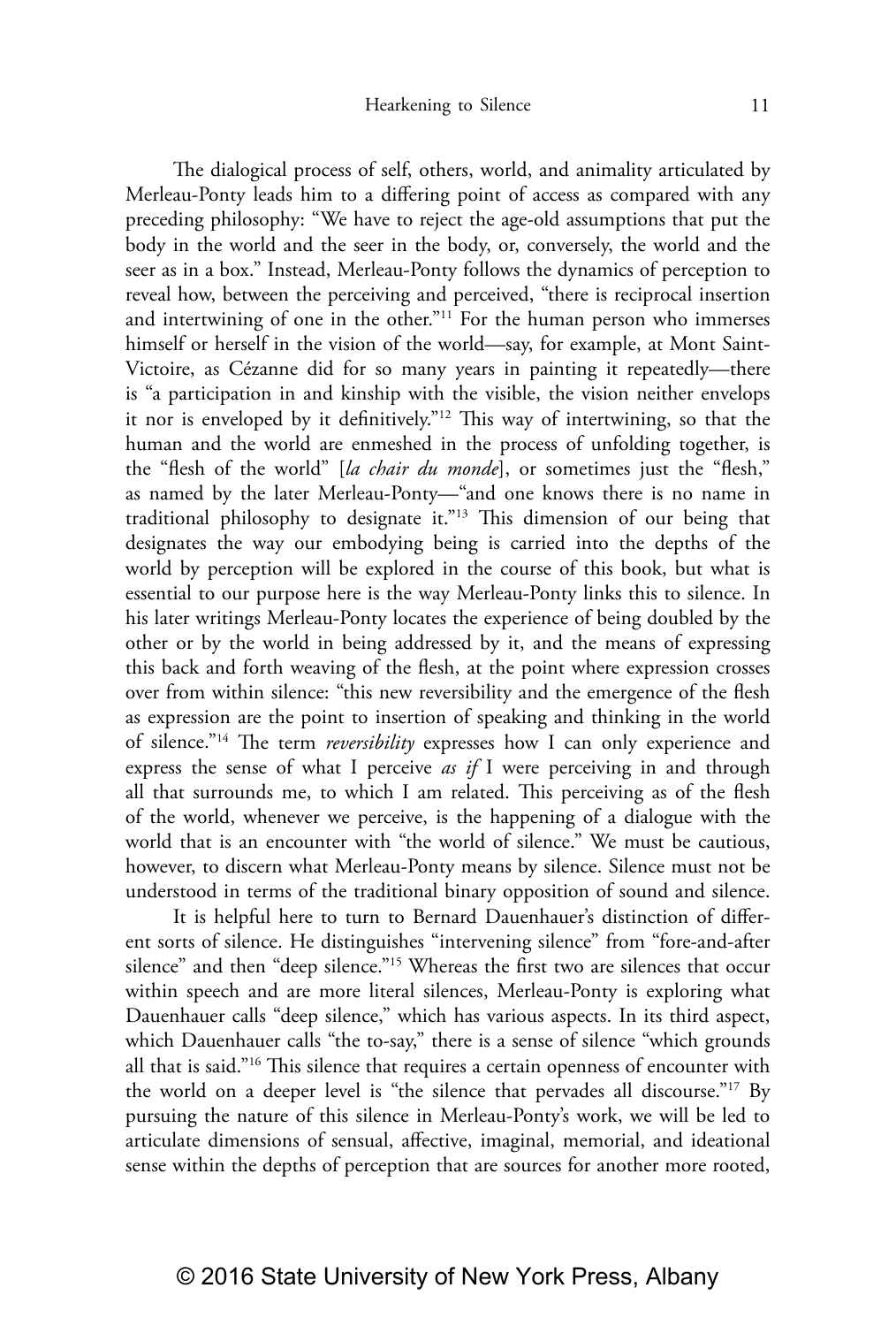The dialogical process of self, others, world, and animality articulated by Merleau-Ponty leads him to a differing point of access as compared with any preceding philosophy: "We have to reject the age-old assumptions that put the body in the world and the seer in the body, or, conversely, the world and the seer as in a box." Instead, Merleau-Ponty follows the dynamics of perception to reveal how, between the perceiving and perceived, "there is reciprocal insertion and intertwining of one in the other."[11] For the human person who immerses himself or herself in the vision of the world—say, for example, at Mont Saint-Victoire, as Cézanne did for so many years in painting it repeatedly—there is "a participation in and kinship with the visible, the vision neither envelops it nor is enveloped by it definitively."[12] This way of intertwining, so that the human and the world are enmeshed in the process of unfolding together, is the "flesh of the world" [*la chair du monde*], or sometimes just the "flesh," as named by the later Merleau-Ponty—"and one knows there is no name in traditional philosophy to designate it."[13] This dimension of our being that designates the way our embodying being is carried into the depths of the world by perception will be explored in the course of this book, but what is essential to our purpose here is the way Merleau-Ponty links this to silence. In his later writings Merleau-Ponty locates the experience of being doubled by the other or by the world in being addressed by it, and the means of expressing this back and forth weaving of the flesh, at the point where expression crosses over from within silence: "this new reversibility and the emergence of the flesh as expression are the point to insertion of speaking and thinking in the world of silence."[14] The term *reversibility* expresses how I can only experience and express the sense of what I perceive *as if* I were perceiving in and through all that surrounds me, to which I am related. This perceiving as of the flesh of the world, whenever we perceive, is the happening of a dialogue with the world that is an encounter with "the world of silence." We must be cautious, however, to discern what Merleau-Ponty means by silence. Silence must not be understood in terms of the traditional binary opposition of sound and silence.

It is helpful here to turn to Bernard Dauenhauer's distinction of different sorts of silence. He distinguishes "intervening silence" from "fore-and-after silence" and then "deep silence."[15] Whereas the first two are silences that occur within speech and are more literal silences, Merleau-Ponty is exploring what Dauenhauer calls "deep silence," which has various aspects. In its third aspect, which Dauenhauer calls "the to-say," there is a sense of silence "which grounds all that is said."[16] This silence that requires a certain openness of encounter with the world on a deeper level is "the silence that pervades all discourse."[17] By pursuing the nature of this silence in Merleau-Ponty's work, we will be led to articulate dimensions of sensual, affective, imaginal, memorial, and ideational sense within the depths of perception that are sources for another more rooted,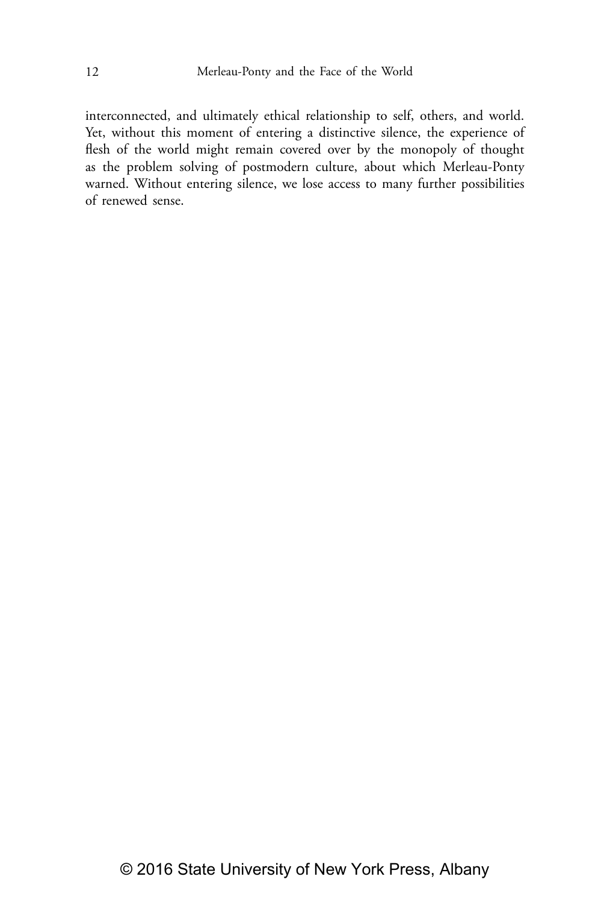interconnected, and ultimately ethical relationship to self, others, and world. Yet, without this moment of entering a distinctive silence, the experience of flesh of the world might remain covered over by the monopoly of thought as the problem solving of postmodern culture, about which Merleau-Ponty warned. Without entering silence, we lose access to many further possibilities of renewed sense.

© 2016 State University of New York Press, Albany